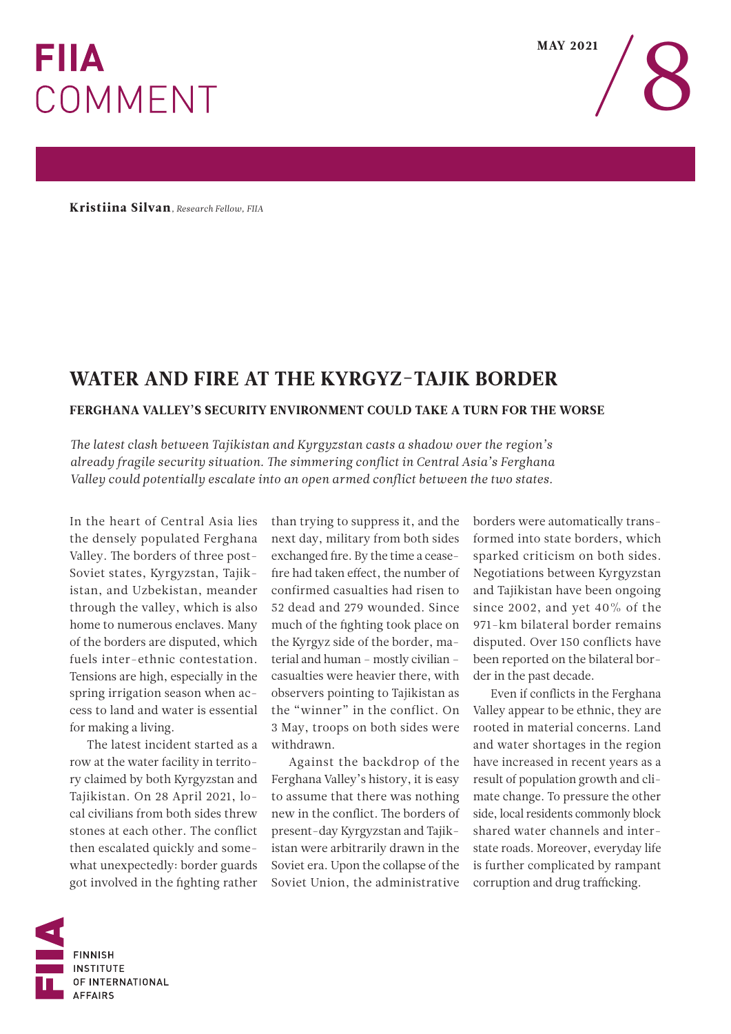FIIA COMMENT

MAY 2021 / 8

**Kristiina Silvan**, *Research Fellow, FIIA*

# WATER AND FIRE AT THE KYRGYZ–TAJIK BORDER

## FERGHANA VALLEY'S SECURITY ENVIRONMENT COULD TAKE A TURN FOR THE WORSE

*The latest clash between Tajikistan and Kyrgyzstan casts a shadow over the region's already fragile security situation. The simmering conflict in Central Asia's Ferghana Valley could potentially escalate into an open armed conflict between the two states.*

In the heart of Central Asia lies the densely populated Ferghana Valley. The borders of three post-Soviet states, Kyrgyzstan, Tajikistan, and Uzbekistan, meander through the valley, which is also home to numerous enclaves. Many of the borders are disputed, which fuels inter-ethnic contestation. Tensions are high, especially in the spring irrigation season when access to land and water is essential for making a living.

The latest incident started as a row at the water facility in territory claimed by both Kyrgyzstan and Tajikistan. On 28 April 2021, local civilians from both sides threw stones at each other. The conflict then escalated quickly and somewhat unexpectedly: border guards got involved in the fighting rather than trying to suppress it, and the next day, military from both sides exchanged fire. By the time a ceasefire had taken effect, the number of confirmed casualties had risen to 52 dead and 279 wounded. Since much of the fighting took place on the Kyrgyz side of the border, material and human – mostly civilian – casualties were heavier there, with observers pointing to Tajikistan as the "winner" in the conflict. On 3 May, troops on both sides were withdrawn.

Against the backdrop of the Ferghana Valley's history, it is easy to assume that there was nothing new in the conflict. The borders of present-day Kyrgyzstan and Tajikistan were arbitrarily drawn in the Soviet era. Upon the collapse of the Soviet Union, the administrative borders were automatically transformed into state borders, which sparked criticism on both sides. Negotiations between Kyrgyzstan and Tajikistan have been ongoing since 2002, and yet 40% of the 971-km bilateral border remains disputed. Over 150 conflicts have been reported on the bilateral border in the past decade.

Even if conflicts in the Ferghana Valley appear to be ethnic, they are rooted in material concerns. Land and water shortages in the region have increased in recent years as a result of population growth and climate change. To pressure the other side, local residents commonly block shared water channels and interstate roads. Moreover, everyday life is further complicated by rampant corruption and drug trafficking.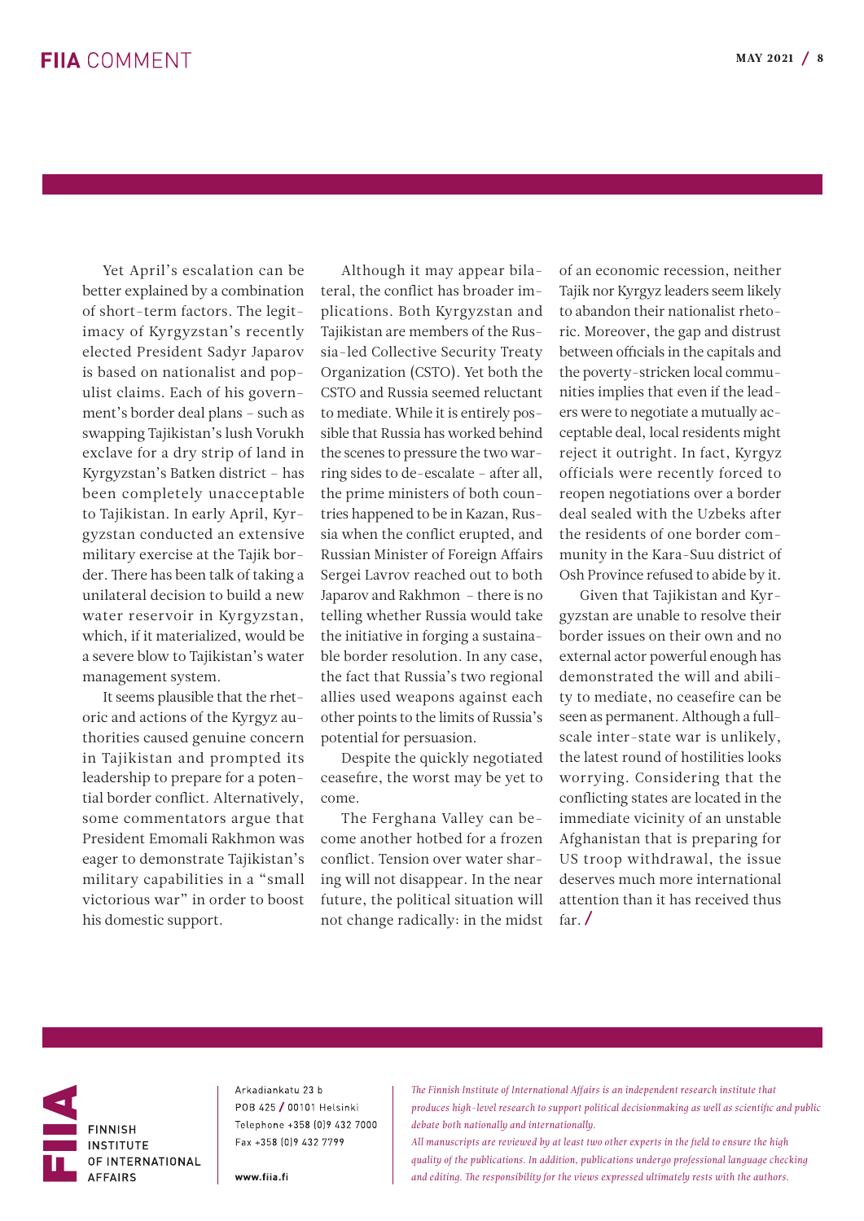Yet April's escalation can be better explained by a combination of short-term factors. The legitimacy of Kyrgyzstan's recently elected President Sadyr Japarov is based on nationalist and populist claims. Each of his government's border deal plans – such as swapping Tajikistan's lush Vorukh exclave for a dry strip of land in Kyrgyzstan's Batken district – has been completely unacceptable to Tajikistan. In early April, Kyrgyzstan conducted an extensive military exercise at the Tajik border. There has been talk of taking a unilateral decision to build a new water reservoir in Kyrgyzstan, which, if it materialized, would be a severe blow to Tajikistan's water management system.

It seems plausible that the rhetoric and actions of the Kyrgyz authorities caused genuine concern in Tajikistan and prompted its leadership to prepare for a potential border conflict. Alternatively, some commentators argue that President Emomali Rakhmon was eager to demonstrate Tajikistan's military capabilities in a "small victorious war" in order to boost his domestic support.

Although it may appear bilateral, the conflict has broader implications. Both Kyrgyzstan and Tajikistan are members of the Russia-led Collective Security Treaty Organization (CSTO). Yet both the CSTO and Russia seemed reluctant to mediate. While it is entirely possible that Russia has worked behind the scenes to pressure the two warring sides to de-escalate – after all, the prime ministers of both countries happened to be in Kazan, Russia when the conflict erupted, and Russian Minister of Foreign Affairs Sergei Lavrov reached out to both Japarov and Rakhmon – there is no telling whether Russia would take the initiative in forging a sustainable border resolution. In any case, the fact that Russia's two regional allies used weapons against each other points to the limits of Russia's potential for persuasion.

Despite the quickly negotiated ceasefire, the worst may be yet to come.

The Ferghana Valley can become another hotbed for a frozen conflict. Tension over water sharing will not disappear. In the near future, the political situation will not change radically: in the midst of an economic recession, neither Tajik nor Kyrgyz leaders seem likely to abandon their nationalist rhetoric. Moreover, the gap and distrust between officials in the capitals and the poverty-stricken local communities implies that even if the leaders were to negotiate a mutually acceptable deal, local residents might reject it outright. In fact, Kyrgyz officials were recently forced to reopen negotiations over a border deal sealed with the Uzbeks after the residents of one border community in the Kara-Suu district of Osh Province refused to abide by it.

Given that Tajikistan and Kyrgyzstan are unable to resolve their border issues on their own and no external actor powerful enough has demonstrated the will and ability to mediate, no ceasefire can be seen as permanent. Although a full-scale inter-state war is unlikely, the latest round of hostilities looks worrying. Considering that the conflicting states are located in the immediate vicinity of an unstable Afghanistan that is preparing for US troop withdrawal, the issue deserves much more international attention than it has received thus far.

FINNISH INSTITUTE OF INTERNATIONAL AFFAIRS

Arkadiankatu 23 b
POB 425 / 00101 Helsinki
Telephone +358 (0)9 432 7000
Fax +358 (0)9 432 7799

www.fiia.fi

*The Finnish Institute of International Affairs is an independent research institute that produces high-level research to support political decisionmaking as well as scientific and public debate both nationally and internationally.*

*All manuscripts are reviewed by at least two other experts in the field to ensure the high quality of the publications. In addition, publications undergo professional language checking and editing. The responsibility for the views expressed ultimately rests with the authors.*